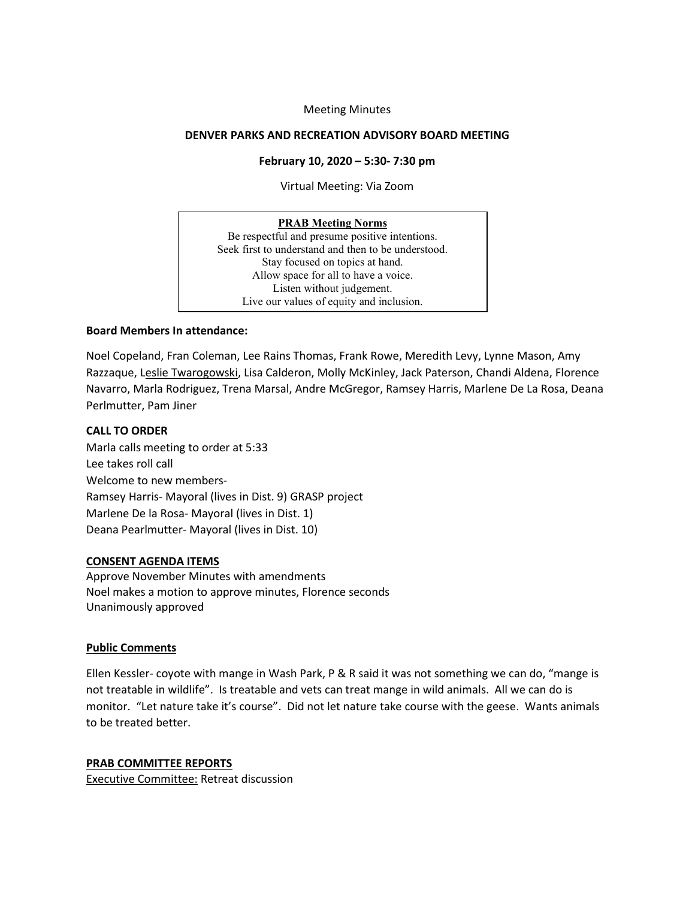Meeting Minutes

**DENVER PARKS AND RECREATION ADVISORY BOARD MEETING**

**February 10, 2020 – 5:30- 7:30 pm**

Virtual Meeting: Via Zoom

> **PRAB Meeting Norms**
> Be respectful and presume positive intentions.
> Seek first to understand and then to be understood.
> Stay focused on topics at hand.
> Allow space for all to have a voice.
> Listen without judgement.
> Live our values of equity and inclusion.

**Board Members In attendance:**

Noel Copeland, Fran Coleman, Lee Rains Thomas, Frank Rowe, Meredith Levy, Lynne Mason, Amy Razzaque, Leslie Twarogowski, Lisa Calderon, Molly McKinley, Jack Paterson, Chandi Aldena, Florence Navarro, Marla Rodriguez, Trena Marsal, Andre McGregor, Ramsey Harris, Marlene De La Rosa, Deana Perlmutter, Pam Jiner

**CALL TO ORDER**

Marla calls meeting to order at 5:33
Lee takes roll call
Welcome to new members-
Ramsey Harris- Mayoral (lives in Dist. 9) GRASP project
Marlene De la Rosa- Mayoral (lives in Dist. 1)
Deana Pearlmutter- Mayoral (lives in Dist. 10)

**CONSENT AGENDA ITEMS**

Approve November Minutes with amendments
Noel makes a motion to approve minutes, Florence seconds
Unanimously approved

**Public Comments**

Ellen Kessler- coyote with mange in Wash Park, P & R said it was not something we can do, "mange is not treatable in wildlife". Is treatable and vets can treat mange in wild animals. All we can do is monitor. "Let nature take it's course". Did not let nature take course with the geese. Wants animals to be treated better.

**PRAB COMMITTEE REPORTS**

Executive Committee: Retreat discussion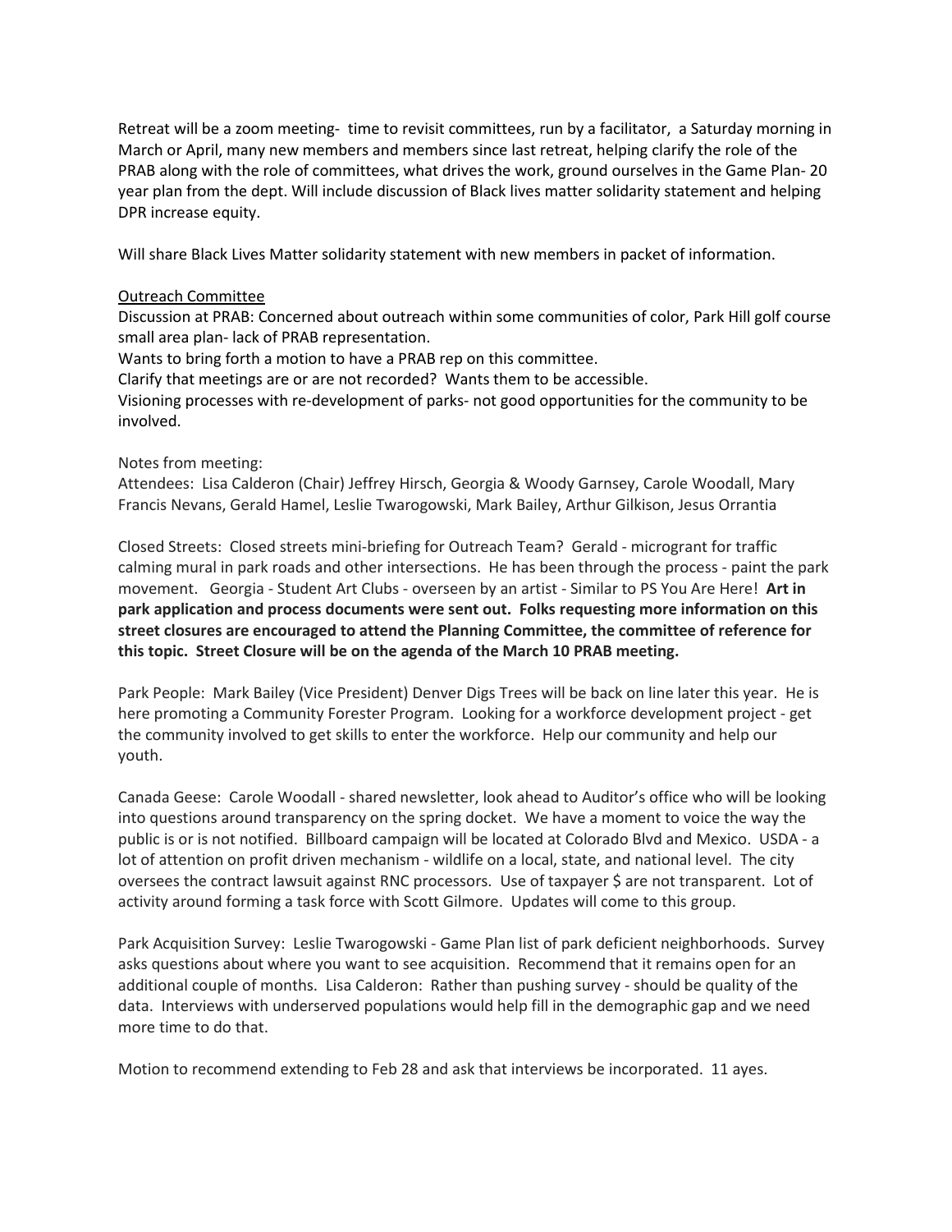Retreat will be a zoom meeting- time to revisit committees, run by a facilitator, a Saturday morning in March or April, many new members and members since last retreat, helping clarify the role of the PRAB along with the role of committees, what drives the work, ground ourselves in the Game Plan- 20 year plan from the dept. Will include discussion of Black lives matter solidarity statement and helping DPR increase equity.

Will share Black Lives Matter solidarity statement with new members in packet of information.

<u>Outreach Committee</u>

Discussion at PRAB: Concerned about outreach within some communities of color, Park Hill golf course small area plan- lack of PRAB representation.

Wants to bring forth a motion to have a PRAB rep on this committee.

Clarify that meetings are or are not recorded? Wants them to be accessible.

Visioning processes with re-development of parks- not good opportunities for the community to be involved.

Notes from meeting:

Attendees: Lisa Calderon (Chair) Jeffrey Hirsch, Georgia & Woody Garnsey, Carole Woodall, Mary Francis Nevans, Gerald Hamel, Leslie Twarogowski, Mark Bailey, Arthur Gilkison, Jesus Orrantia

Closed Streets: Closed streets mini-briefing for Outreach Team? Gerald - microgrant for traffic calming mural in park roads and other intersections. He has been through the process - paint the park movement. Georgia - Student Art Clubs - overseen by an artist - Similar to PS You Are Here! **Art in park application and process documents were sent out. Folks requesting more information on this street closures are encouraged to attend the Planning Committee, the committee of reference for this topic. Street Closure will be on the agenda of the March 10 PRAB meeting.**

Park People: Mark Bailey (Vice President) Denver Digs Trees will be back on line later this year. He is here promoting a Community Forester Program. Looking for a workforce development project - get the community involved to get skills to enter the workforce. Help our community and help our youth.

Canada Geese: Carole Woodall - shared newsletter, look ahead to Auditor's office who will be looking into questions around transparency on the spring docket. We have a moment to voice the way the public is or is not notified. Billboard campaign will be located at Colorado Blvd and Mexico. USDA - a lot of attention on profit driven mechanism - wildlife on a local, state, and national level. The city oversees the contract lawsuit against RNC processors. Use of taxpayer $ are not transparent. Lot of activity around forming a task force with Scott Gilmore. Updates will come to this group.

Park Acquisition Survey: Leslie Twarogowski - Game Plan list of park deficient neighborhoods. Survey asks questions about where you want to see acquisition. Recommend that it remains open for an additional couple of months. Lisa Calderon: Rather than pushing survey - should be quality of the data. Interviews with underserved populations would help fill in the demographic gap and we need more time to do that.

Motion to recommend extending to Feb 28 and ask that interviews be incorporated. 11 ayes.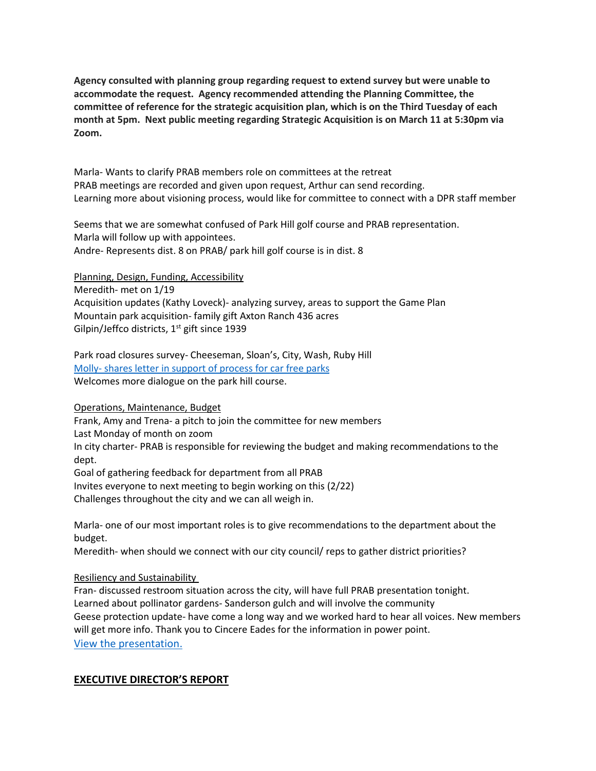**Agency consulted with planning group regarding request to extend survey but were unable to accommodate the request. Agency recommended attending the Planning Committee, the committee of reference for the strategic acquisition plan, which is on the Third Tuesday of each month at 5pm. Next public meeting regarding Strategic Acquisition is on March 11 at 5:30pm via Zoom.**

Marla- Wants to clarify PRAB members role on committees at the retreat
PRAB meetings are recorded and given upon request, Arthur can send recording.
Learning more about visioning process, would like for committee to connect with a DPR staff member

Seems that we are somewhat confused of Park Hill golf course and PRAB representation.
Marla will follow up with appointees.
Andre- Represents dist. 8 on PRAB/ park hill golf course is in dist. 8

Planning, Design, Funding, Accessibility
Meredith- met on 1/19
Acquisition updates (Kathy Loveck)- analyzing survey, areas to support the Game Plan
Mountain park acquisition- family gift Axton Ranch 436 acres
Gilpin/Jeffco districts, 1st gift since 1939

Park road closures survey- Cheeseman, Sloan's, City, Wash, Ruby Hill
Molly- shares letter in support of process for car free parks
Welcomes more dialogue on the park hill course.

Operations, Maintenance, Budget
Frank, Amy and Trena- a pitch to join the committee for new members
Last Monday of month on zoom
In city charter- PRAB is responsible for reviewing the budget and making recommendations to the dept.
Goal of gathering feedback for department from all PRAB
Invites everyone to next meeting to begin working on this (2/22)
Challenges throughout the city and we can all weigh in.

Marla- one of our most important roles is to give recommendations to the department about the budget.
Meredith- when should we connect with our city council/ reps to gather district priorities?

Resiliency and Sustainability
Fran- discussed restroom situation across the city, will have full PRAB presentation tonight.
Learned about pollinator gardens- Sanderson gulch and will involve the community
Geese protection update- have come a long way and we worked hard to hear all voices. New members will get more info. Thank you to Cincere Eades for the information in power point.
View the presentation.

## EXECUTIVE DIRECTOR'S REPORT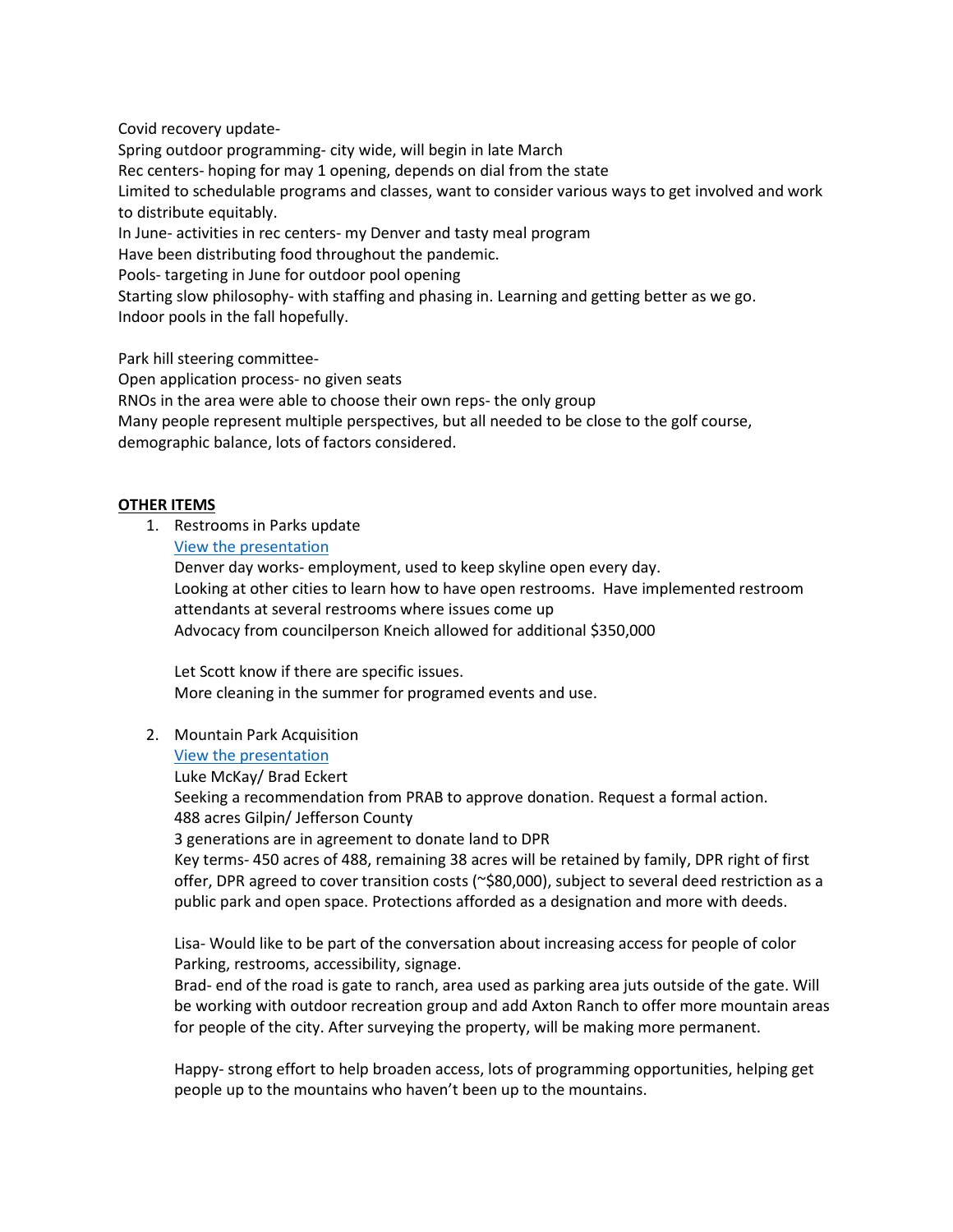Covid recovery update-

Spring outdoor programming- city wide, will begin in late March

Rec centers- hoping for may 1 opening, depends on dial from the state

Limited to schedulable programs and classes, want to consider various ways to get involved and work to distribute equitably.

In June- activities in rec centers- my Denver and tasty meal program

Have been distributing food throughout the pandemic.

Pools- targeting in June for outdoor pool opening

Starting slow philosophy- with staffing and phasing in. Learning and getting better as we go.

Indoor pools in the fall hopefully.

Park hill steering committee-

Open application process- no given seats

RNOs in the area were able to choose their own reps- the only group

Many people represent multiple perspectives, but all needed to be close to the golf course, demographic balance, lots of factors considered.

**OTHER ITEMS**

1. Restrooms in Parks update

   View the presentation

   Denver day works- employment, used to keep skyline open every day.

   Looking at other cities to learn how to have open restrooms. Have implemented restroom attendants at several restrooms where issues come up

   Advocacy from councilperson Kneich allowed for additional $350,000

   Let Scott know if there are specific issues.

   More cleaning in the summer for programed events and use.

2. Mountain Park Acquisition

   View the presentation

   Luke McKay/ Brad Eckert

   Seeking a recommendation from PRAB to approve donation. Request a formal action.

   488 acres Gilpin/ Jefferson County

   3 generations are in agreement to donate land to DPR

   Key terms- 450 acres of 488, remaining 38 acres will be retained by family, DPR right of first offer, DPR agreed to cover transition costs (~$80,000), subject to several deed restriction as a public park and open space. Protections afforded as a designation and more with deeds.

   Lisa- Would like to be part of the conversation about increasing access for people of color Parking, restrooms, accessibility, signage.

   Brad- end of the road is gate to ranch, area used as parking area juts outside of the gate. Will be working with outdoor recreation group and add Axton Ranch to offer more mountain areas for people of the city. After surveying the property, will be making more permanent.

   Happy- strong effort to help broaden access, lots of programming opportunities, helping get people up to the mountains who haven't been up to the mountains.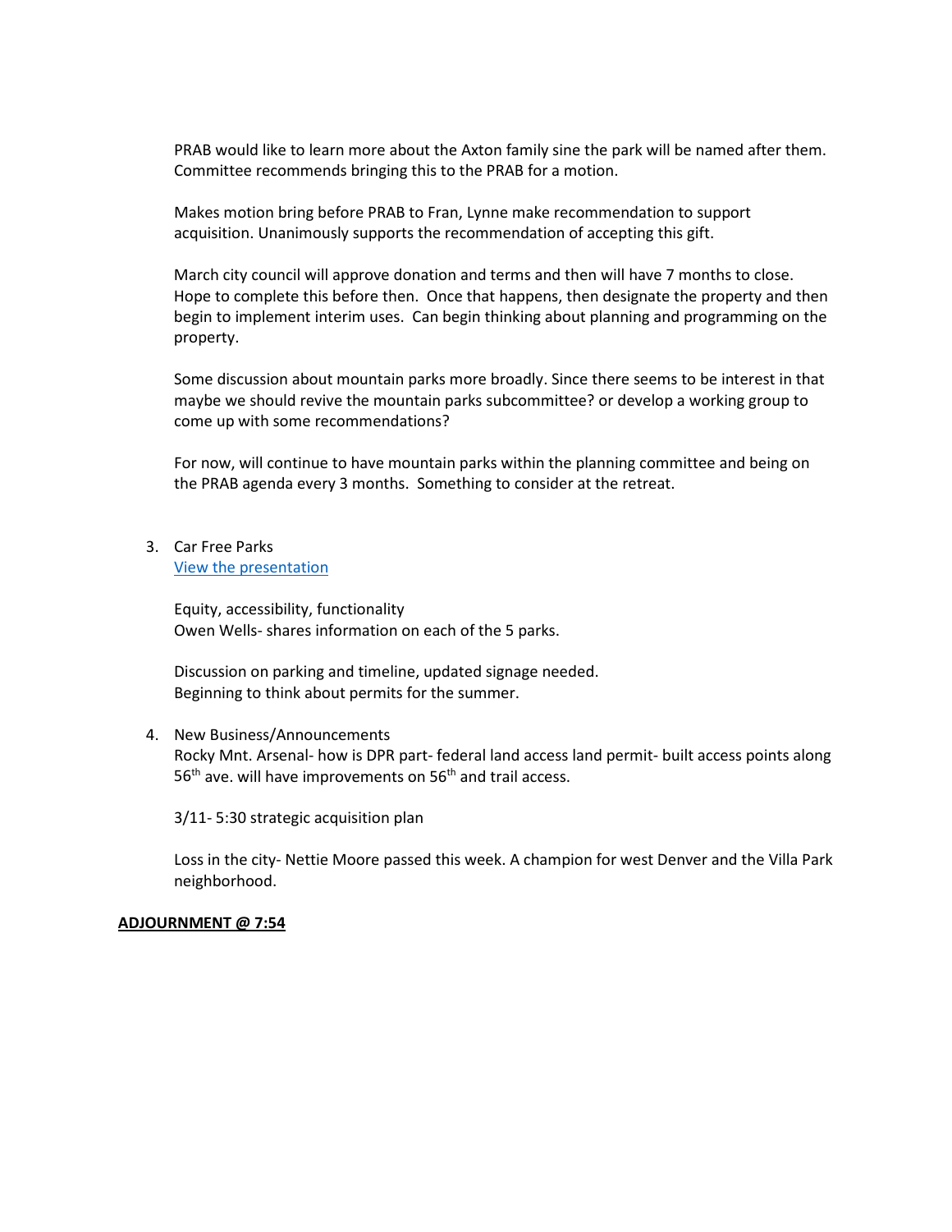PRAB would like to learn more about the Axton family sine the park will be named after them. Committee recommends bringing this to the PRAB for a motion.

Makes motion bring before PRAB to Fran, Lynne make recommendation to support acquisition. Unanimously supports the recommendation of accepting this gift.

March city council will approve donation and terms and then will have 7 months to close. Hope to complete this before then. Once that happens, then designate the property and then begin to implement interim uses. Can begin thinking about planning and programming on the property.

Some discussion about mountain parks more broadly. Since there seems to be interest in that maybe we should revive the mountain parks subcommittee? or develop a working group to come up with some recommendations?

For now, will continue to have mountain parks within the planning committee and being on the PRAB agenda every 3 months. Something to consider at the retreat.

3. Car Free Parks
   [View the presentation]

   Equity, accessibility, functionality
   Owen Wells- shares information on each of the 5 parks.

   Discussion on parking and timeline, updated signage needed.
   Beginning to think about permits for the summer.

4. New Business/Announcements
   Rocky Mnt. Arsenal- how is DPR part- federal land access land permit- built access points along 56th ave. will have improvements on 56th and trail access.

   3/11- 5:30 strategic acquisition plan

   Loss in the city- Nettie Moore passed this week. A champion for west Denver and the Villa Park neighborhood.

**ADJOURNMENT @ 7:54**